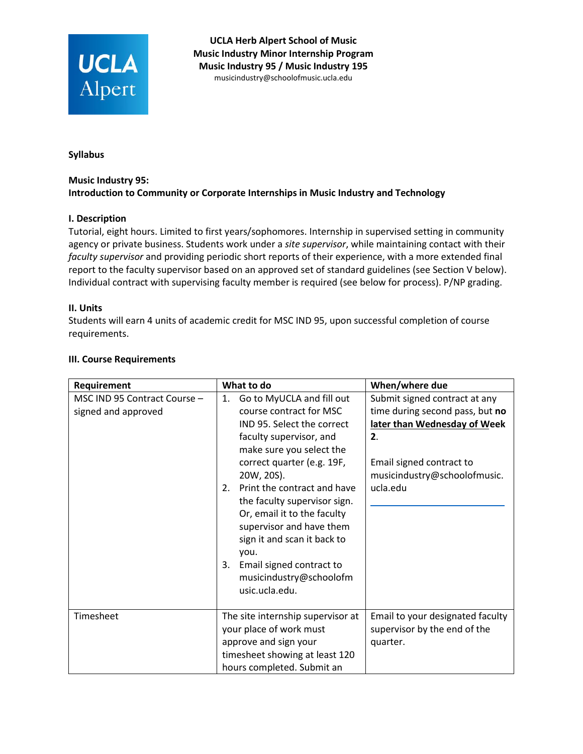**UCLA Herb Alpert School of Music**
**Music Industry Minor Internship Program**
**Music Industry 95 / Music Industry 195**
musicindustry@schoolofmusic.ucla.edu

**Syllabus**

**Music Industry 95:**
**Introduction to Community or Corporate Internships in Music Industry and Technology**

**I. Description**

Tutorial, eight hours. Limited to first years/sophomores. Internship in supervised setting in community agency or private business. Students work under a *site supervisor*, while maintaining contact with their *faculty supervisor* and providing periodic short reports of their experience, with a more extended final report to the faculty supervisor based on an approved set of standard guidelines (see Section V below). Individual contract with supervising faculty member is required (see below for process). P/NP grading.

**II. Units**

Students will earn 4 units of academic credit for MSC IND 95, upon successful completion of course requirements.

**III. Course Requirements**

| Requirement | What to do | When/where due |
|---|---|---|
| MSC IND 95 Contract Course – signed and approved | 1. Go to MyUCLA and fill out course contract for MSC IND 95. Select the correct faculty supervisor, and make sure you select the correct quarter (e.g. 19F, 20W, 20S). 2. Print the contract and have the faculty supervisor sign. Or, email it to the faculty supervisor and have them sign it and scan it back to you. 3. Email signed contract to musicindustry@schoolofmusic.ucla.edu. | Submit signed contract at any time during second pass, but **no <u>later than Wednesday of Week</u> 2**. Email signed contract to musicindustry@schoolofmusic.ucla.edu |
| Timesheet | The site internship supervisor at your place of work must approve and sign your timesheet showing at least 120 hours completed. Submit an | Email to your designated faculty supervisor by the end of the quarter. |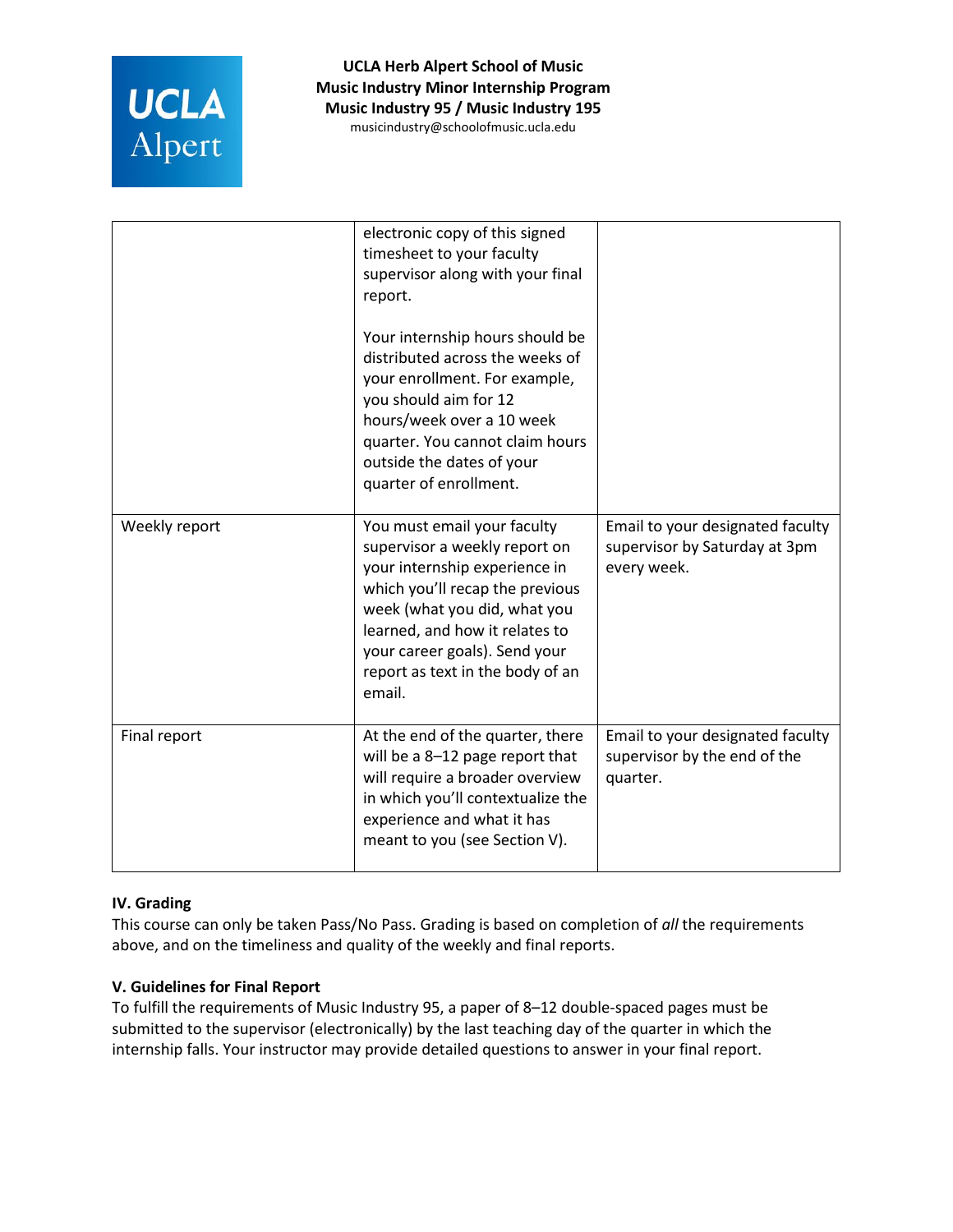| | | |
|---|---|---|
| | electronic copy of this signed timesheet to your faculty supervisor along with your final report.<br><br>Your internship hours should be distributed across the weeks of your enrollment. For example, you should aim for 12 hours/week over a 10 week quarter. You cannot claim hours outside the dates of your quarter of enrollment. | |
| Weekly report | You must email your faculty supervisor a weekly report on your internship experience in which you'll recap the previous week (what you did, what you learned, and how it relates to your career goals). Send your report as text in the body of an email. | Email to your designated faculty supervisor by Saturday at 3pm every week. |
| Final report | At the end of the quarter, there will be a 8–12 page report that will require a broader overview in which you'll contextualize the experience and what it has meant to you (see Section V). | Email to your designated faculty supervisor by the end of the quarter. |

### IV. Grading

This course can only be taken Pass/No Pass. Grading is based on completion of *all* the requirements above, and on the timeliness and quality of the weekly and final reports.

### V. Guidelines for Final Report

To fulfill the requirements of Music Industry 95, a paper of 8–12 double-spaced pages must be submitted to the supervisor (electronically) by the last teaching day of the quarter in which the internship falls. Your instructor may provide detailed questions to answer in your final report.